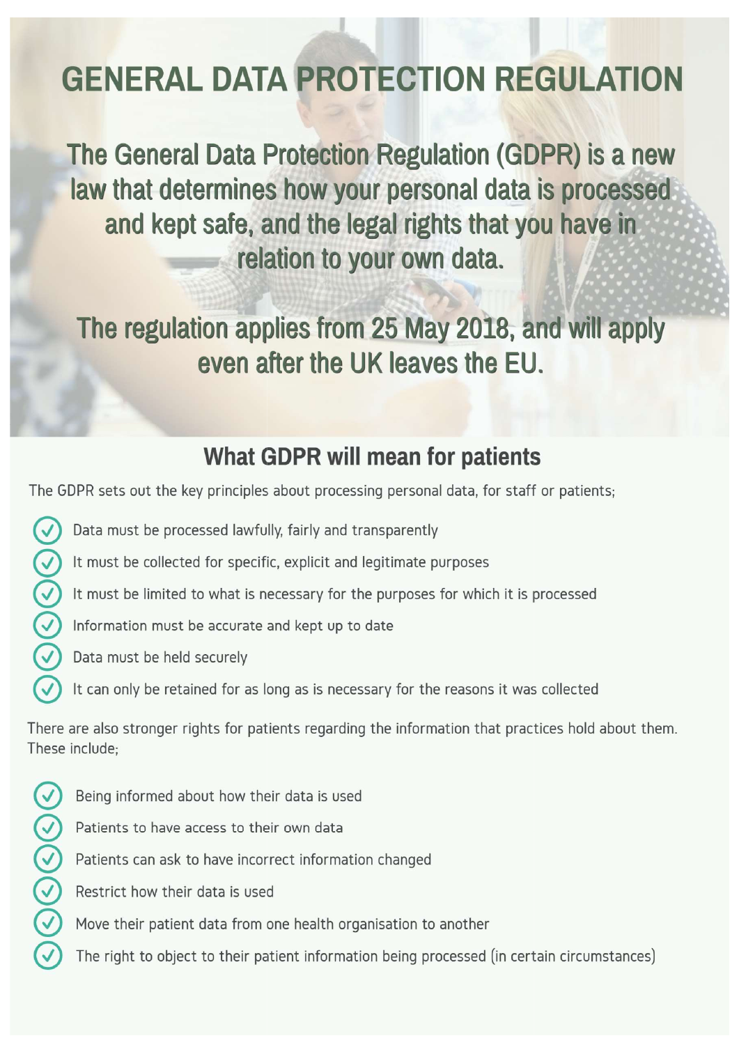# GENERAL DATA PROTECTION REGULATION

**The General Data Protection Regulation (GDPR) is a new law that determines how your personal data is processed and kept safe, and the legal rights that you have in relation to your own data.**

**The regulation applies from 25 May 2018, and will apply even after the UK leaves the EU.**

## What GDPR will mean for patients

The GDPR sets out the key principles about processing personal data, for staff or patients;

- Data must be processed lawfully, fairly and transparently
- It must be collected for specific, explicit and legitimate purposes
- It must be limited to what is necessary for the purposes for which it is processed
- Information must be accurate and kept up to date
- Data must be held securely
- It can only be retained for as long as is necessary for the reasons it was collected

There are also stronger rights for patients regarding the information that practices hold about them. These include;

- Being informed about how their data is used
- Patients to have access to their own data
- Patients can ask to have incorrect information changed
- Restrict how their data is used
- Move their patient data from one health organisation to another
- The right to object to their patient information being processed (in certain circumstances)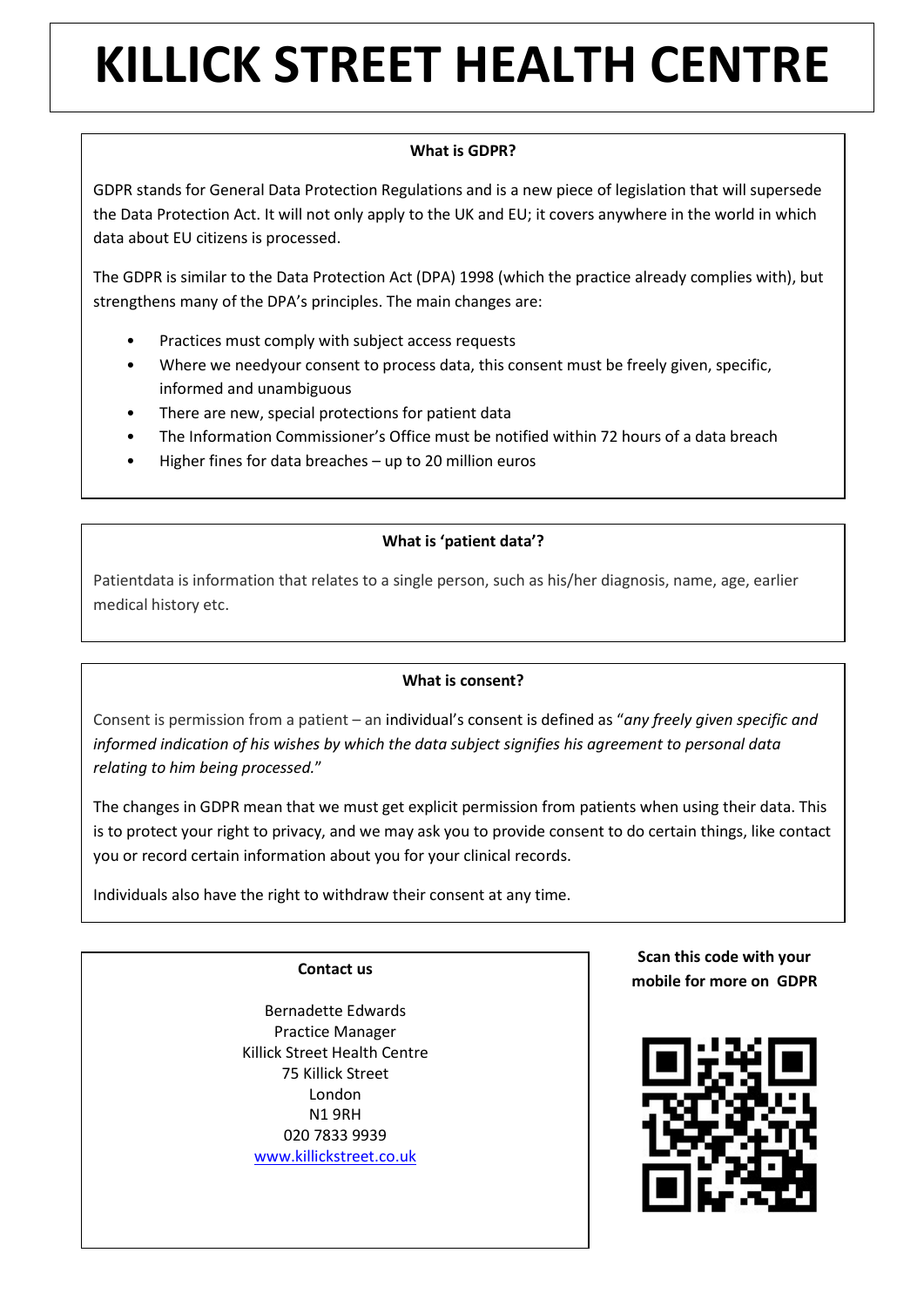# KILLICK STREET HEALTH CENTRE

### What is GDPR?

GDPR stands for General Data Protection Regulations and is a new piece of legislation that will supersede the Data Protection Act. It will not only apply to the UK and EU; it covers anywhere in the world in which data about EU citizens is processed.

The GDPR is similar to the Data Protection Act (DPA) 1998 (which the practice already complies with), but strengthens many of the DPA's principles. The main changes are:

- Practices must comply with subject access requests
- Where we needyour consent to process data, this consent must be freely given, specific, informed and unambiguous
- There are new, special protections for patient data
- The Information Commissioner's Office must be notified within 72 hours of a data breach
- Higher fines for data breaches – up to 20 million euros

### What is 'patient data'?

Patientdata is information that relates to a single person, such as his/her diagnosis, name, age, earlier medical history etc.

### What is consent?

Consent is permission from a patient – an individual's consent is defined as "*any freely given specific and informed indication of his wishes by which the data subject signifies his agreement to personal data relating to him being processed.*"

The changes in GDPR mean that we must get explicit permission from patients when using their data. This is to protect your right to privacy, and we may ask you to provide consent to do certain things, like contact you or record certain information about you for your clinical records.

Individuals also have the right to withdraw their consent at any time.

### Contact us

Bernadette Edwards
Practice Manager
Killick Street Health Centre
75 Killick Street
London
N1 9RH
020 7833 9939
[www.killickstreet.co.uk](http://www.killickstreet.co.uk)

**Scan this code with your mobile for more on GDPR**